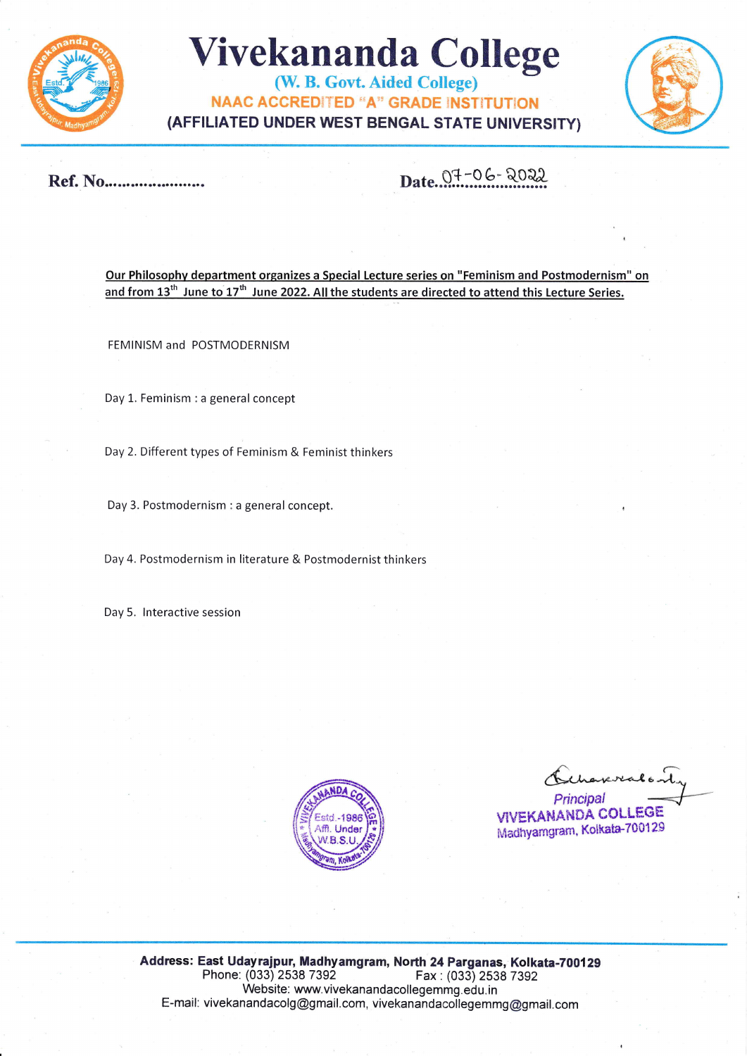# Vivekananda College

**(W. B. Govt. Aided College)**

**NAAC ACCREDITED "A" GRADE INSTITUTION**

**(AFFILIATED UNDER WEST BENGAL STATE UNIVERSITY)**

**Ref. No.....................** **Date.** 07-06-2022

**Our Philosophy department organizes a Special Lecture series on "Feminism and Postmodernism" on and from 13th June to 17th June 2022. All the students are directed to attend this Lecture Series.**

FEMINISM and POSTMODERNISM

Day 1. Feminism : a general concept

Day 2. Different types of Feminism & Feminist thinkers

Day 3. Postmodernism : a general concept.

Day 4. Postmodernism in literature & Postmodernist thinkers

Day 5. Interactive session

Chakraborty
Principal
VIVEKANANDA COLLEGE
Madhyamgram, Kolkata-700129

Address: East Udayrajpur, Madhyamgram, North 24 Parganas, Kolkata-700129
Phone: (033) 2538 7392 Fax : (033) 2538 7392
Website: www.vivekanandacollegemmg.edu.in
E-mail: vivekanandacolg@gmail.com, vivekanandacollegemmg@gmail.com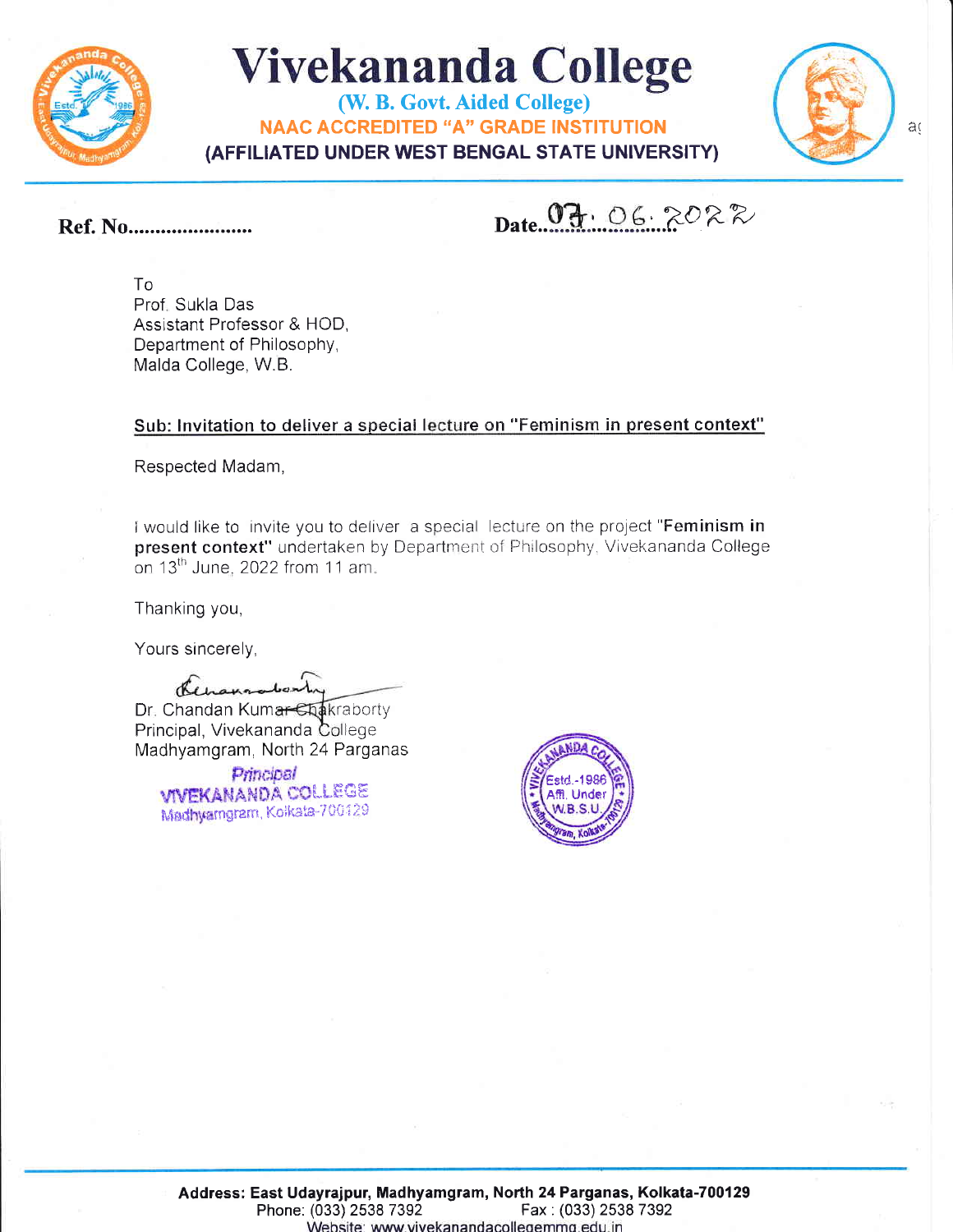# Vivekananda College

**(W. B. Govt. Aided College)**

**NAAC ACCREDITED "A" GRADE INSTITUTION**

**(AFFILIATED UNDER WEST BENGAL STATE UNIVERSITY)**

**Ref. No......................** **Date** 07.06.2022

To
Prof. Sukla Das
Assistant Professor & HOD,
Department of Philosophy,
Malda College, W.B.

Sub: Invitation to deliver a special lecture on "Feminism in present context"

Respected Madam,

I would like to invite you to deliver a special lecture on the project "**Feminism in present context**" undertaken by Department of Philosophy, Vivekananda College on 13th June, 2022 from 11 am.

Thanking you,

Yours sincerely,

Dr. Chandan Kumar Chakraborty
Principal, Vivekananda College
Madhyamgram, North 24 Parganas

Principal
VIVEKANANDA COLLEGE
Madhyamgram, Kolkata-700129

Estd.-1986
Affi. Under
W.B.S.U.

**Address: East Udayrajpur, Madhyamgram, North 24 Parganas, Kolkata-700129**
Phone: (033) 2538 7392 Fax : (033) 2538 7392
Website: www.vivekanandacollegemmg.edu.in